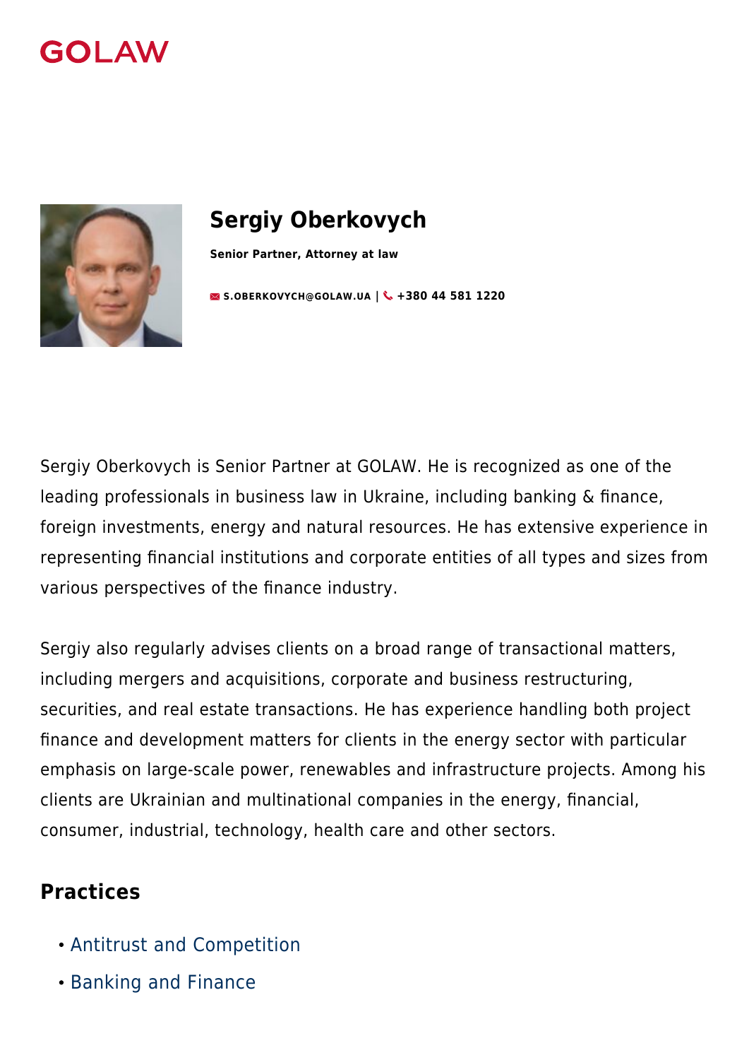GOLAW

# Sergiy Oberkovych

**Senior Partner, Attorney at law**

S.OBERKOVYCH@GOLAW.UA | +380 44 581 1220

Sergiy Oberkovych is Senior Partner at GOLAW. He is recognized as one of the leading professionals in business law in Ukraine, including banking & finance, foreign investments, energy and natural resources. He has extensive experience in representing financial institutions and corporate entities of all types and sizes from various perspectives of the finance industry.

Sergiy also regularly advises clients on a broad range of transactional matters, including mergers and acquisitions, corporate and business restructuring, securities, and real estate transactions. He has experience handling both project finance and development matters for clients in the energy sector with particular emphasis on large-scale power, renewables and infrastructure projects. Among his clients are Ukrainian and multinational companies in the energy, financial, consumer, industrial, technology, health care and other sectors.

## Practices

- Antitrust and Competition
- Banking and Finance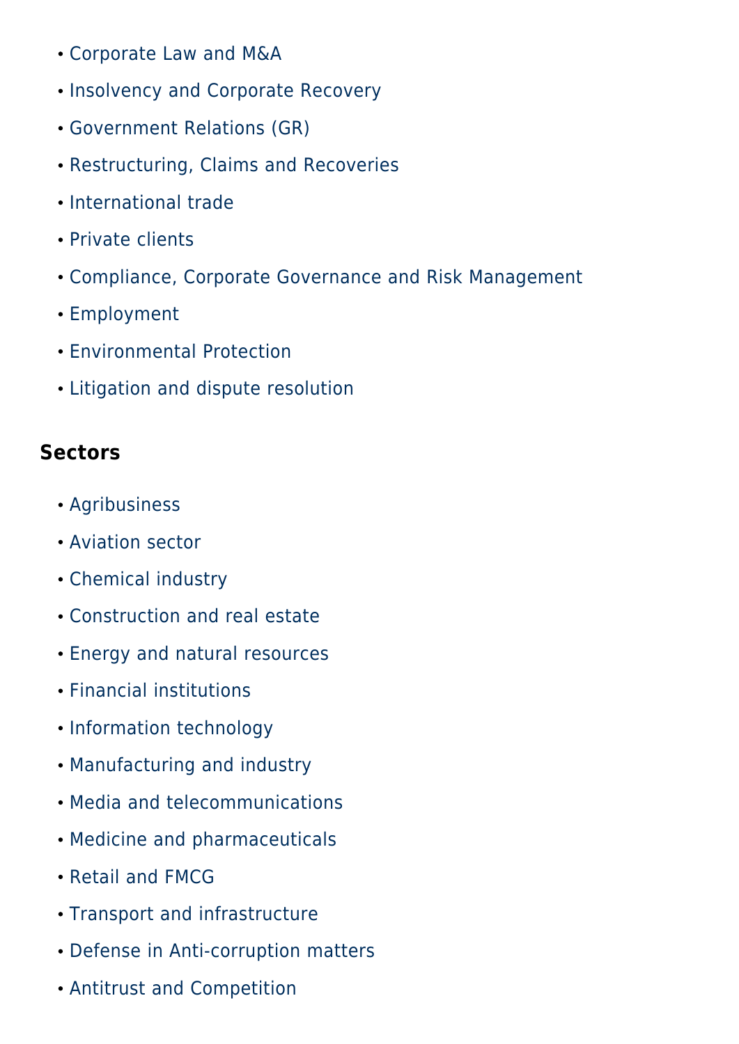- Corporate Law and M&A
- Insolvency and Corporate Recovery
- Government Relations (GR)
- Restructuring, Claims and Recoveries
- International trade
- Private clients
- Compliance, Corporate Governance and Risk Management
- Employment
- Environmental Protection
- Litigation and dispute resolution

### Sectors

- Agribusiness
- Aviation sector
- Chemical industry
- Construction and real estate
- Energy and natural resources
- Financial institutions
- Information technology
- Manufacturing and industry
- Media and telecommunications
- Medicine and pharmaceuticals
- Retail and FMCG
- Transport and infrastructure
- Defense in Anti-corruption matters
- Antitrust and Competition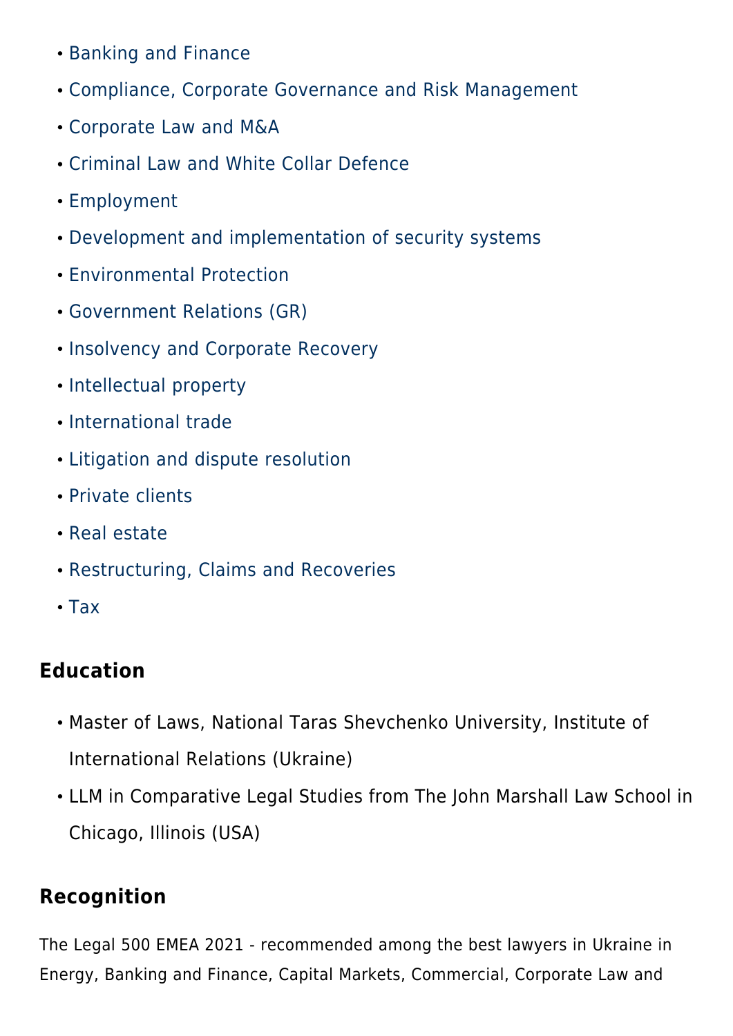- Banking and Finance
- Compliance, Corporate Governance and Risk Management
- Corporate Law and M&A
- Criminal Law and White Collar Defence
- Employment
- Development and implementation of security systems
- Environmental Protection
- Government Relations (GR)
- Insolvency and Corporate Recovery
- Intellectual property
- International trade
- Litigation and dispute resolution
- Private clients
- Real estate
- Restructuring, Claims and Recoveries
- Tax

## Education

- Master of Laws, National Taras Shevchenko University, Institute of International Relations (Ukraine)
- LLM in Comparative Legal Studies from The John Marshall Law School in Chicago, Illinois (USA)

## Recognition

The Legal 500 EMEA 2021 - recommended among the best lawyers in Ukraine in Energy, Banking and Finance, Capital Markets, Commercial, Corporate Law and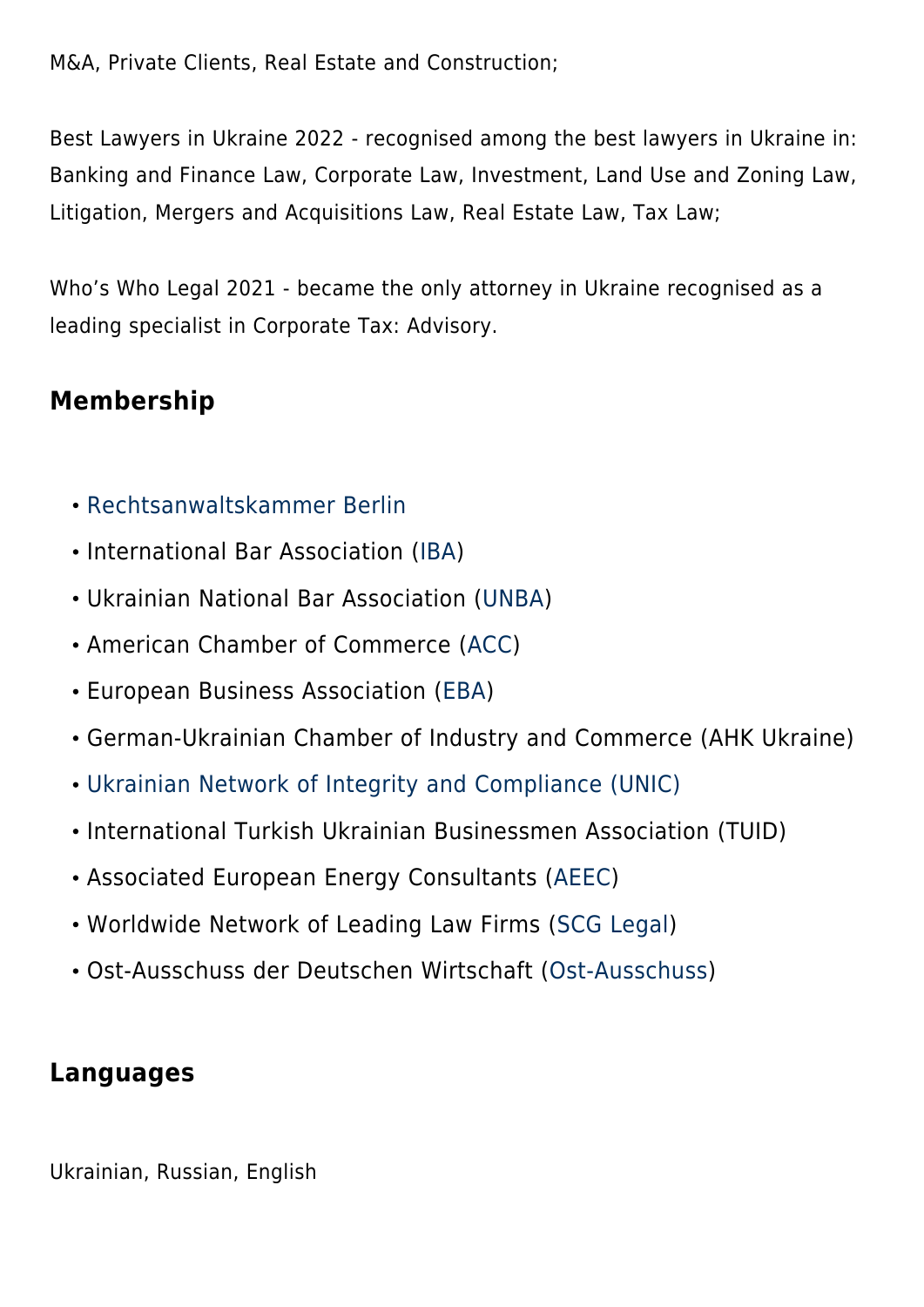M&A, Private Clients, Real Estate and Construction;

Best Lawyers in Ukraine 2022 - recognised among the best lawyers in Ukraine in: Banking and Finance Law, Corporate Law, Investment, Land Use and Zoning Law, Litigation, Mergers and Acquisitions Law, Real Estate Law, Tax Law;

Who's Who Legal 2021 - became the only attorney in Ukraine recognised as a leading specialist in Corporate Tax: Advisory.

## Membership

- Rechtsanwaltskammer Berlin
- International Bar Association (IBA)
- Ukrainian National Bar Association (UNBA)
- American Chamber of Commerce (ACC)
- European Business Association (EBA)
- German-Ukrainian Chamber of Industry and Commerce (AHK Ukraine)
- Ukrainian Network of Integrity and Compliance (UNIC)
- International Turkish Ukrainian Businessmen Association (TUID)
- Associated European Energy Consultants (AEEC)
- Worldwide Network of Leading Law Firms (SCG Legal)
- Ost-Ausschuss der Deutschen Wirtschaft (Ost-Ausschuss)

## Languages

Ukrainian, Russian, English